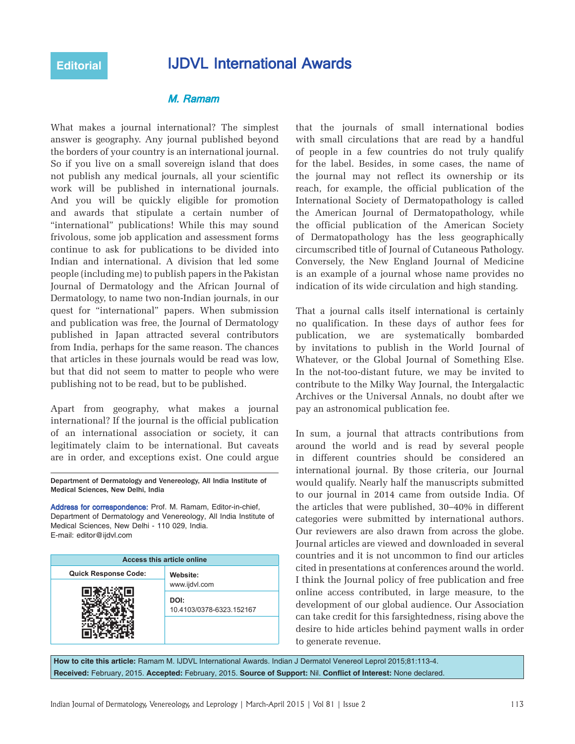Editorial

# IJDVL International Awards

*M. Ramam*

What makes a journal international? The simplest answer is geography. Any journal published beyond the borders of your country is an international journal. So if you live on a small sovereign island that does not publish any medical journals, all your scientific work will be published in international journals. And you will be quickly eligible for promotion and awards that stipulate a certain number of "international" publications! While this may sound frivolous, some job application and assessment forms continue to ask for publications to be divided into Indian and international. A division that led some people (including me) to publish papers in the Pakistan Journal of Dermatology and the African Journal of Dermatology, to name two non-Indian journals, in our quest for "international" papers. When submission and publication was free, the Journal of Dermatology published in Japan attracted several contributors from India, perhaps for the same reason. The chances that articles in these journals would be read was low, but that did not seem to matter to people who were publishing not to be read, but to be published.

Apart from geography, what makes a journal international? If the journal is the official publication of an international association or society, it can legitimately claim to be international. But caveats are in order, and exceptions exist. One could argue that the journals of small international bodies with small circulations that are read by a handful of people in a few countries do not truly qualify for the label. Besides, in some cases, the name of the journal may not reflect its ownership or its reach, for example, the official publication of the International Society of Dermatopathology is called the American Journal of Dermatopathology, while the official publication of the American Society of Dermatopathology has the less geographically circumscribed title of Journal of Cutaneous Pathology. Conversely, the New England Journal of Medicine is an example of a journal whose name provides no indication of its wide circulation and high standing.

That a journal calls itself international is certainly no qualification. In these days of author fees for publication, we are systematically bombarded by invitations to publish in the World Journal of Whatever, or the Global Journal of Something Else. In the not-too-distant future, we may be invited to contribute to the Milky Way Journal, the Intergalactic Archives or the Universal Annals, no doubt after we pay an astronomical publication fee.

In sum, a journal that attracts contributions from around the world and is read by several people in different countries should be considered an international journal. By those criteria, our Journal would qualify. Nearly half the manuscripts submitted to our journal in 2014 came from outside India. Of the articles that were published, 30–40% in different categories were submitted by international authors. Our reviewers are also drawn from across the globe. Journal articles are viewed and downloaded in several countries and it is not uncommon to find our articles cited in presentations at conferences around the world. I think the Journal policy of free publication and free online access contributed, in large measure, to the development of our global audience. Our Association can take credit for this farsightedness, rising above the desire to hide articles behind payment walls in order to generate revenue.

---

Department of Dermatology and Venereology, All India Institute of Medical Sciences, New Delhi, India

**Address for correspondence:** Prof. M. Ramam, Editor-in-chief, Department of Dermatology and Venereology, All India Institute of Medical Sciences, New Delhi - 110 029, India. E-mail: editor@ijdvl.com

| Access this article online | |
|---|---|
| Quick Response Code: | Website: www.ijdvl.com |
| | DOI: 10.4103/0378-6323.152167 |

**How to cite this article:** Ramam M. IJDVL International Awards. Indian J Dermatol Venereol Leprol 2015;81:113-4.

**Received:** February, 2015. **Accepted:** February, 2015. **Source of Support:** Nil. **Conflict of Interest:** None declared.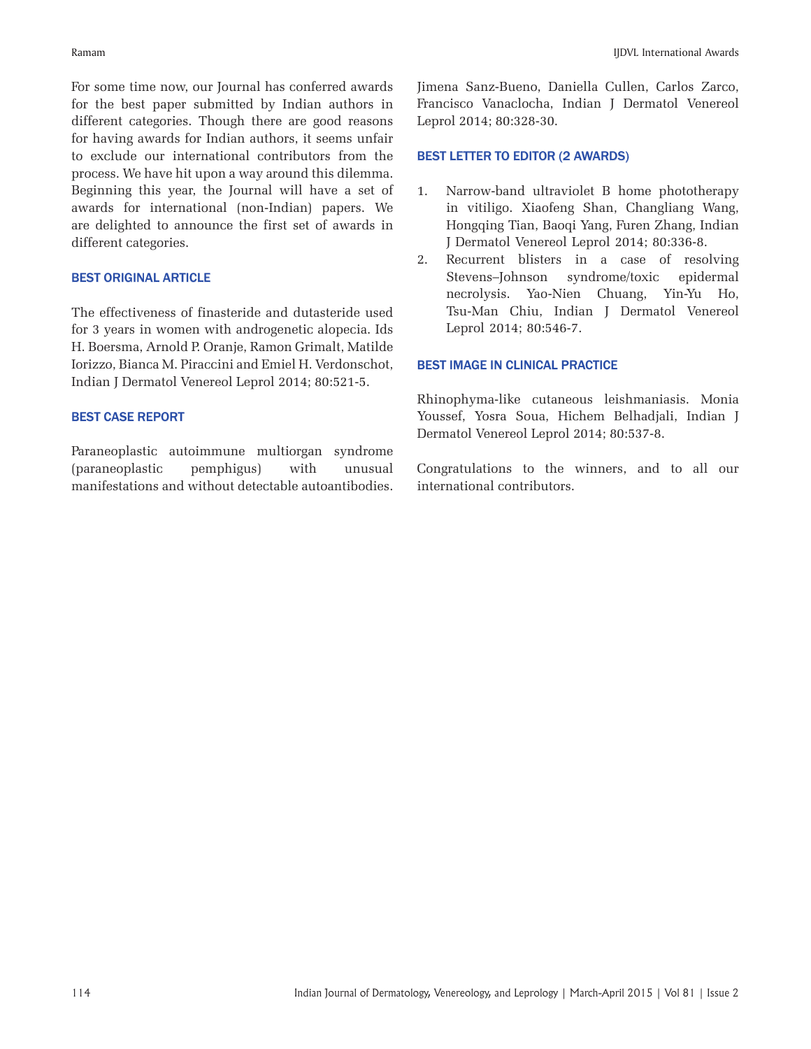For some time now, our Journal has conferred awards for the best paper submitted by Indian authors in different categories. Though there are good reasons for having awards for Indian authors, it seems unfair to exclude our international contributors from the process. We have hit upon a way around this dilemma. Beginning this year, the Journal will have a set of awards for international (non-Indian) papers. We are delighted to announce the first set of awards in different categories.

### BEST ORIGINAL ARTICLE

The effectiveness of finasteride and dutasteride used for 3 years in women with androgenetic alopecia. Ids H. Boersma, Arnold P. Oranje, Ramon Grimalt, Matilde Iorizzo, Bianca M. Piraccini and Emiel H. Verdonschot, Indian J Dermatol Venereol Leprol 2014; 80:521-5.

### BEST CASE REPORT

Paraneoplastic autoimmune multiorgan syndrome (paraneoplastic pemphigus) with unusual manifestations and without detectable autoantibodies. Jimena Sanz-Bueno, Daniella Cullen, Carlos Zarco, Francisco Vanaclocha, Indian J Dermatol Venereol Leprol 2014; 80:328-30.

### BEST LETTER TO EDITOR (2 AWARDS)

1. Narrow-band ultraviolet B home phototherapy in vitiligo. Xiaofeng Shan, Changliang Wang, Hongqing Tian, Baoqi Yang, Furen Zhang, Indian J Dermatol Venereol Leprol 2014; 80:336-8.
2. Recurrent blisters in a case of resolving Stevens–Johnson syndrome/toxic epidermal necrolysis. Yao-Nien Chuang, Yin-Yu Ho, Tsu-Man Chiu, Indian J Dermatol Venereol Leprol 2014; 80:546-7.

### BEST IMAGE IN CLINICAL PRACTICE

Rhinophyma-like cutaneous leishmaniasis. Monia Youssef, Yosra Soua, Hichem Belhadjali, Indian J Dermatol Venereol Leprol 2014; 80:537-8.

Congratulations to the winners, and to all our international contributors.